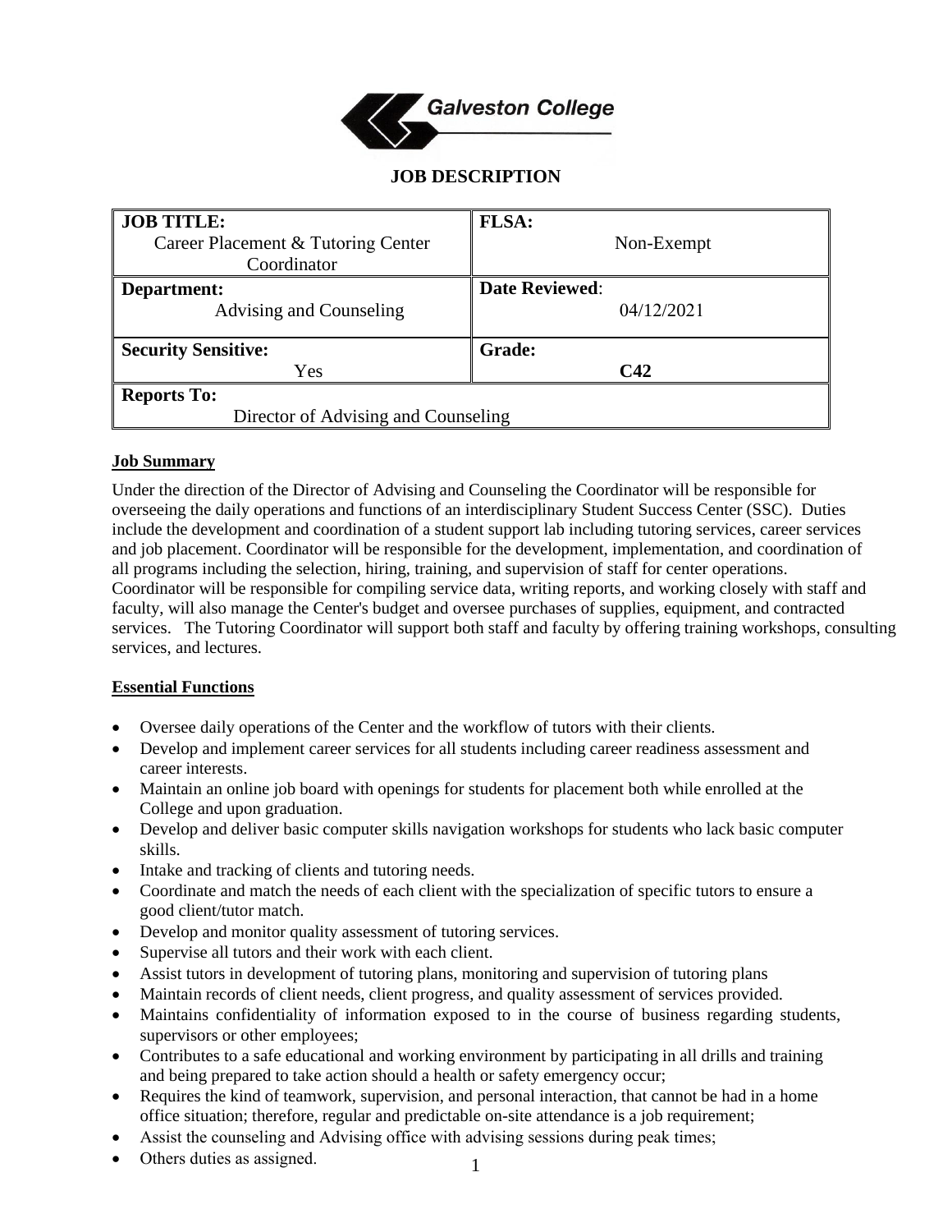Galveston College

# JOB DESCRIPTION

| **JOB TITLE:** Career Placement & Tutoring Center Coordinator | **FLSA:** Non-Exempt |
|---|---|
| **Department:** Advising and Counseling | **Date Reviewed**: 04/12/2021 |
| **Security Sensitive:** Yes | **Grade:** **C42** |
| **Reports To:** Director of Advising and Counseling | |

## Job Summary

Under the direction of the Director of Advising and Counseling the Coordinator will be responsible for overseeing the daily operations and functions of an interdisciplinary Student Success Center (SSC). Duties include the development and coordination of a student support lab including tutoring services, career services and job placement. Coordinator will be responsible for the development, implementation, and coordination of all programs including the selection, hiring, training, and supervision of staff for center operations. Coordinator will be responsible for compiling service data, writing reports, and working closely with staff and faculty, will also manage the Center's budget and oversee purchases of supplies, equipment, and contracted services. The Tutoring Coordinator will support both staff and faculty by offering training workshops, consulting services, and lectures.

## Essential Functions

- Oversee daily operations of the Center and the workflow of tutors with their clients.
- Develop and implement career services for all students including career readiness assessment and career interests.
- Maintain an online job board with openings for students for placement both while enrolled at the College and upon graduation.
- Develop and deliver basic computer skills navigation workshops for students who lack basic computer skills.
- Intake and tracking of clients and tutoring needs.
- Coordinate and match the needs of each client with the specialization of specific tutors to ensure a good client/tutor match.
- Develop and monitor quality assessment of tutoring services.
- Supervise all tutors and their work with each client.
- Assist tutors in development of tutoring plans, monitoring and supervision of tutoring plans
- Maintain records of client needs, client progress, and quality assessment of services provided.
- Maintains confidentiality of information exposed to in the course of business regarding students, supervisors or other employees;
- Contributes to a safe educational and working environment by participating in all drills and training and being prepared to take action should a health or safety emergency occur;
- Requires the kind of teamwork, supervision, and personal interaction, that cannot be had in a home office situation; therefore, regular and predictable on-site attendance is a job requirement;
- Assist the counseling and Advising office with advising sessions during peak times;
- Others duties as assigned.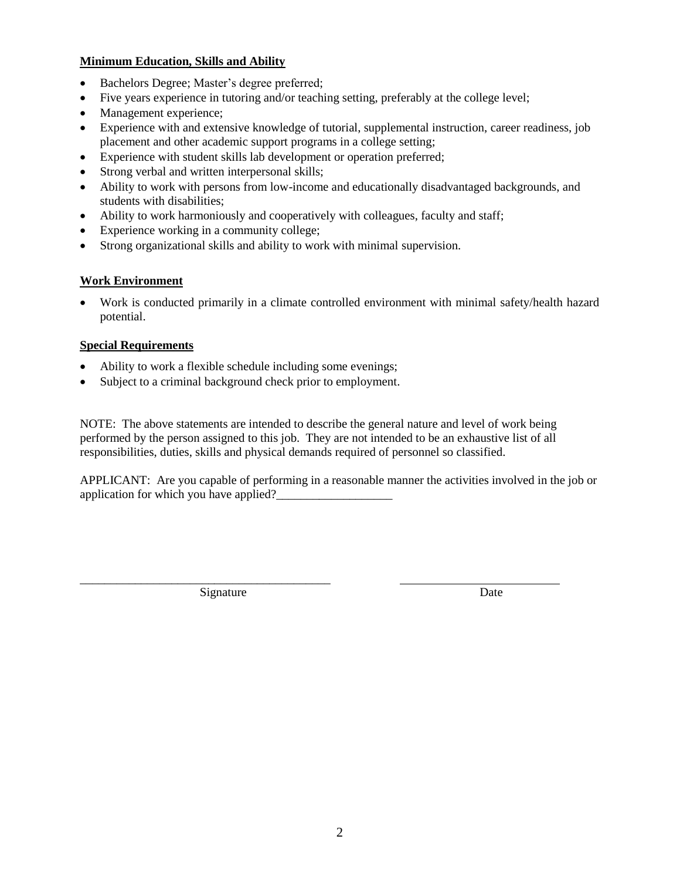**Minimum Education, Skills and Ability**

- Bachelors Degree; Master's degree preferred;
- Five years experience in tutoring and/or teaching setting, preferably at the college level;
- Management experience;
- Experience with and extensive knowledge of tutorial, supplemental instruction, career readiness, job placement and other academic support programs in a college setting;
- Experience with student skills lab development or operation preferred;
- Strong verbal and written interpersonal skills;
- Ability to work with persons from low-income and educationally disadvantaged backgrounds, and students with disabilities;
- Ability to work harmoniously and cooperatively with colleagues, faculty and staff;
- Experience working in a community college;
- Strong organizational skills and ability to work with minimal supervision.

**Work Environment**

- Work is conducted primarily in a climate controlled environment with minimal safety/health hazard potential.

**Special Requirements**

- Ability to work a flexible schedule including some evenings;
- Subject to a criminal background check prior to employment.

NOTE: The above statements are intended to describe the general nature and level of work being performed by the person assigned to this job. They are not intended to be an exhaustive list of all responsibilities, duties, skills and physical demands required of personnel so classified.

APPLICANT: Are you capable of performing in a reasonable manner the activities involved in the job or application for which you have applied?___________________

_________________________________________ \_\_\_\_\_\_\_\_\_\_\_\_\_\_\_\_\_\_\_\_\_\_\_\_\_\_

Signature Date